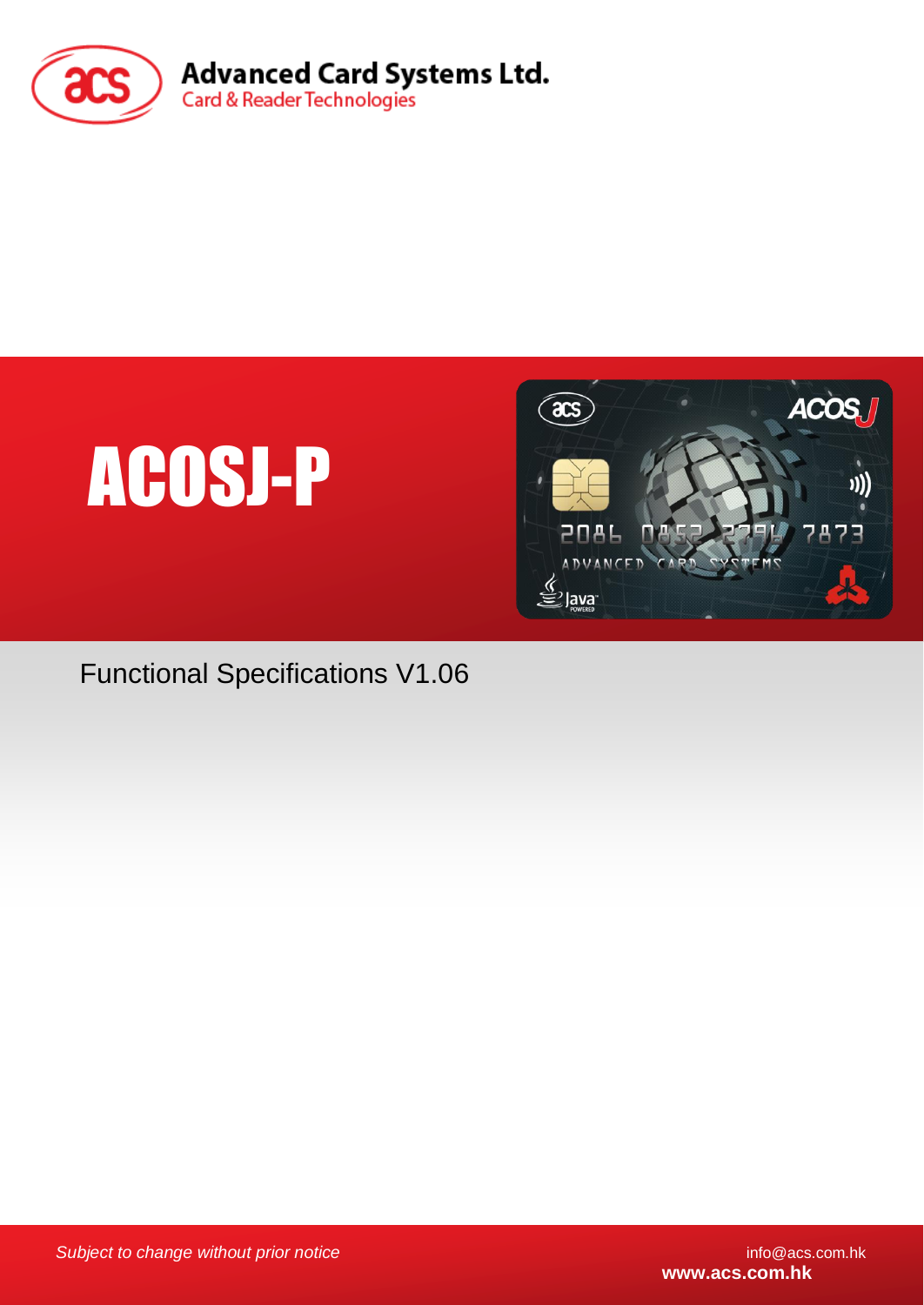**Advanced Card Systems Ltd.**
Card & Reader Technologies

# ACOSJ-P

Functional Specifications V1.06

*Subject to change without prior notice*

info@acs.com.hk
**www.acs.com.hk**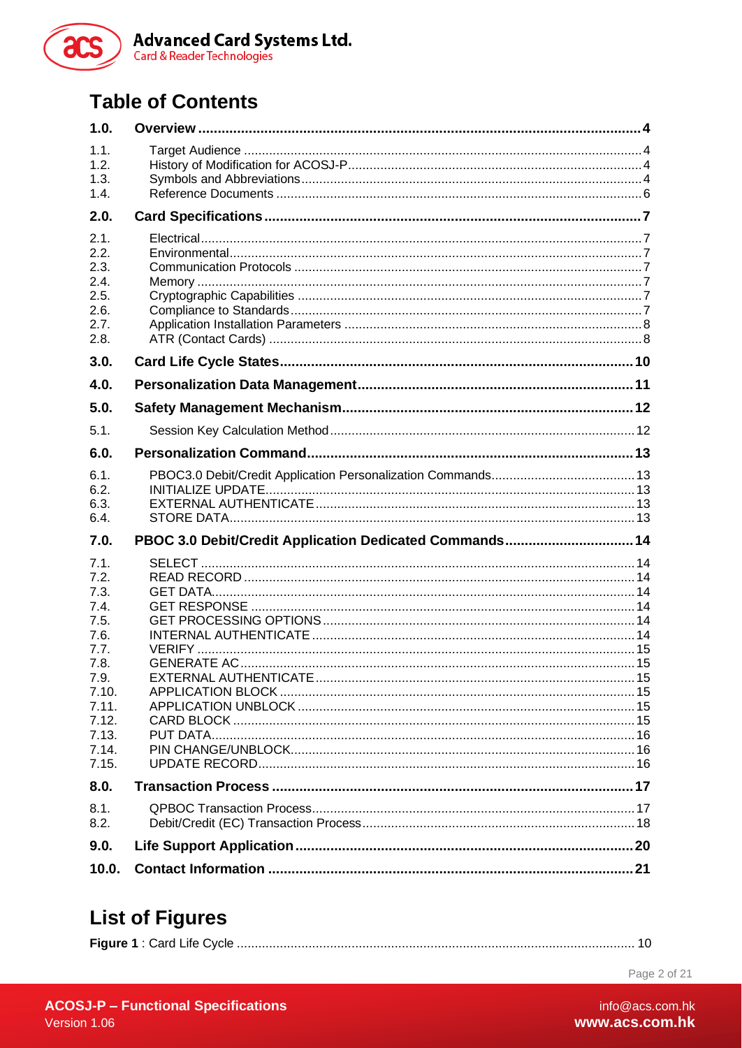# Table of Contents

| | | |
|---|---|---|
| **1.0.** | **Overview** | **4** |
| 1.1. | Target Audience | 4 |
| 1.2. | History of Modification for ACOSJ-P | 4 |
| 1.3. | Symbols and Abbreviations | 4 |
| 1.4. | Reference Documents | 6 |
| **2.0.** | **Card Specifications** | **7** |
| 2.1. | Electrical | 7 |
| 2.2. | Environmental | 7 |
| 2.3. | Communication Protocols | 7 |
| 2.4. | Memory | 7 |
| 2.5. | Cryptographic Capabilities | 7 |
| 2.6. | Compliance to Standards | 7 |
| 2.7. | Application Installation Parameters | 8 |
| 2.8. | ATR (Contact Cards) | 8 |
| **3.0.** | **Card Life Cycle States** | **10** |
| **4.0.** | **Personalization Data Management** | **11** |
| **5.0.** | **Safety Management Mechanism** | **12** |
| 5.1. | Session Key Calculation Method | 12 |
| **6.0.** | **Personalization Command** | **13** |
| 6.1. | PBOC3.0 Debit/Credit Application Personalization Commands | 13 |
| 6.2. | INITIALIZE UPDATE | 13 |
| 6.3. | EXTERNAL AUTHENTICATE | 13 |
| 6.4. | STORE DATA | 13 |
| **7.0.** | **PBOC 3.0 Debit/Credit Application Dedicated Commands** | **14** |
| 7.1. | SELECT | 14 |
| 7.2. | READ RECORD | 14 |
| 7.3. | GET DATA | 14 |
| 7.4. | GET RESPONSE | 14 |
| 7.5. | GET PROCESSING OPTIONS | 14 |
| 7.6. | INTERNAL AUTHENTICATE | 14 |
| 7.7. | VERIFY | 15 |
| 7.8. | GENERATE AC | 15 |
| 7.9. | EXTERNAL AUTHENTICATE | 15 |
| 7.10. | APPLICATION BLOCK | 15 |
| 7.11. | APPLICATION UNBLOCK | 15 |
| 7.12. | CARD BLOCK | 15 |
| 7.13. | PUT DATA | 16 |
| 7.14. | PIN CHANGE/UNBLOCK | 16 |
| 7.15. | UPDATE RECORD | 16 |
| **8.0.** | **Transaction Process** | **17** |
| 8.1. | QPBOC Transaction Process | 17 |
| 8.2. | Debit/Credit (EC) Transaction Process | 18 |
| **9.0.** | **Life Support Application** | **20** |
| **10.0.** | **Contact Information** | **21** |

# List of Figures

**Figure 1** : Card Life Cycle ........ 10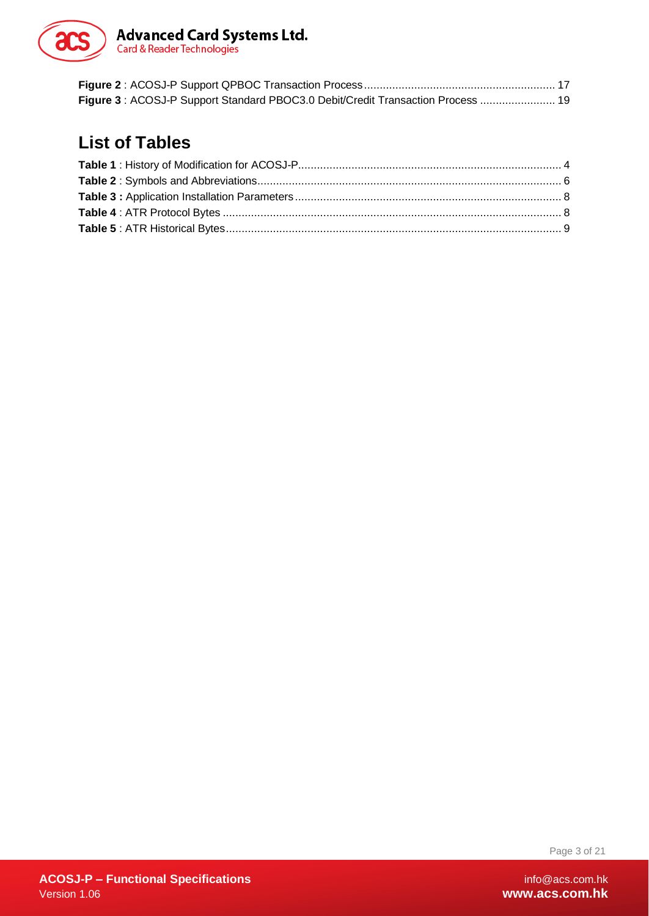**Figure 2** : ACOSJ-P Support QPBOC Transaction Process ............................................................ 17
**Figure 3** : ACOSJ-P Support Standard PBOC3.0 Debit/Credit Transaction Process ........................ 19

## List of Tables

**Table 1** : History of Modification for ACOSJ-P.................................................................................. 4
**Table 2** : Symbols and Abbreviations................................................................................................ 6
**Table 3 :** Application Installation Parameters .................................................................................... 8
**Table 4** : ATR Protocol Bytes ........................................................................................................... 8
**Table 5** : ATR Historical Bytes.......................................................................................................... 9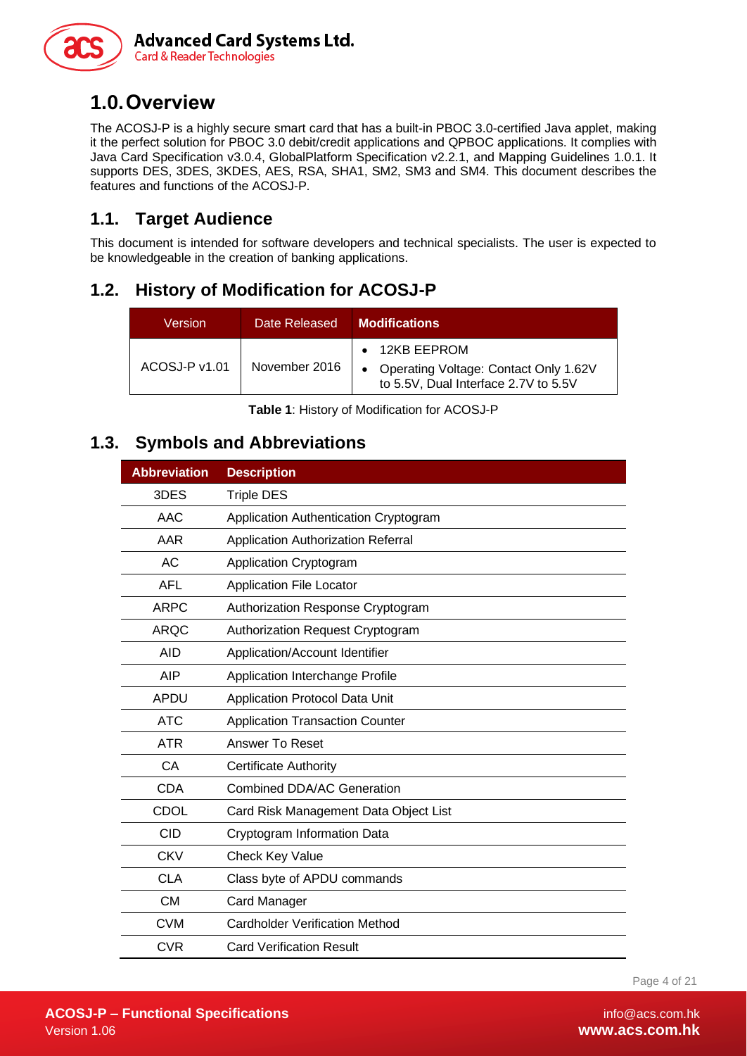# 1.0. Overview

The ACOSJ-P is a highly secure smart card that has a built-in PBOC 3.0-certified Java applet, making it the perfect solution for PBOC 3.0 debit/credit applications and QPBOC applications. It complies with Java Card Specification v3.0.4, GlobalPlatform Specification v2.2.1, and Mapping Guidelines 1.0.1. It supports DES, 3DES, 3KDES, AES, RSA, SHA1, SM2, SM3 and SM4. This document describes the features and functions of the ACOSJ-P.

## 1.1. Target Audience

This document is intended for software developers and technical specialists. The user is expected to be knowledgeable in the creation of banking applications.

## 1.2. History of Modification for ACOSJ-P

| Version | Date Released | Modifications |
|---|---|---|
| ACOSJ-P v1.01 | November 2016 | • 12KB EEPROM<br>• Operating Voltage: Contact Only 1.62V to 5.5V, Dual Interface 2.7V to 5.5V |

**Table 1**: History of Modification for ACOSJ-P

## 1.3. Symbols and Abbreviations

| Abbreviation | Description |
|---|---|
| 3DES | Triple DES |
| AAC | Application Authentication Cryptogram |
| AAR | Application Authorization Referral |
| AC | Application Cryptogram |
| AFL | Application File Locator |
| ARPC | Authorization Response Cryptogram |
| ARQC | Authorization Request Cryptogram |
| AID | Application/Account Identifier |
| AIP | Application Interchange Profile |
| APDU | Application Protocol Data Unit |
| ATC | Application Transaction Counter |
| ATR | Answer To Reset |
| CA | Certificate Authority |
| CDA | Combined DDA/AC Generation |
| CDOL | Card Risk Management Data Object List |
| CID | Cryptogram Information Data |
| CKV | Check Key Value |
| CLA | Class byte of APDU commands |
| CM | Card Manager |
| CVM | Cardholder Verification Method |
| CVR | Card Verification Result |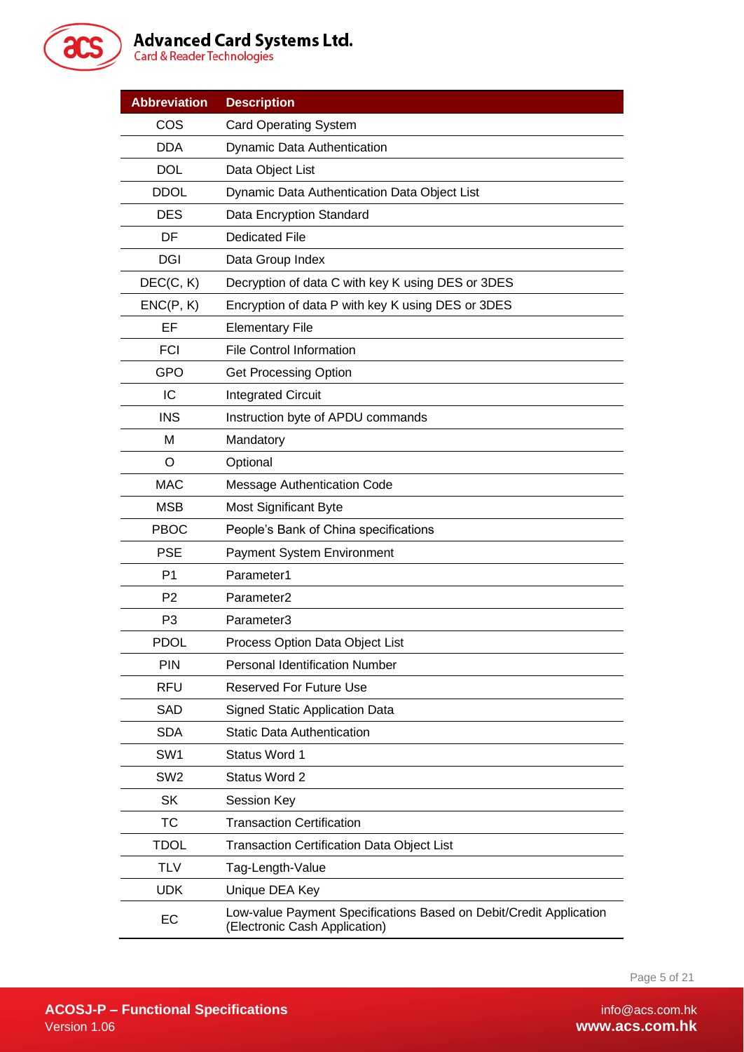| Abbreviation | Description |
| --- | --- |
| COS | Card Operating System |
| DDA | Dynamic Data Authentication |
| DOL | Data Object List |
| DDOL | Dynamic Data Authentication Data Object List |
| DES | Data Encryption Standard |
| DF | Dedicated File |
| DGI | Data Group Index |
| DEC(C, K) | Decryption of data C with key K using DES or 3DES |
| ENC(P, K) | Encryption of data P with key K using DES or 3DES |
| EF | Elementary File |
| FCI | File Control Information |
| GPO | Get Processing Option |
| IC | Integrated Circuit |
| INS | Instruction byte of APDU commands |
| M | Mandatory |
| O | Optional |
| MAC | Message Authentication Code |
| MSB | Most Significant Byte |
| PBOC | People's Bank of China specifications |
| PSE | Payment System Environment |
| P1 | Parameter1 |
| P2 | Parameter2 |
| P3 | Parameter3 |
| PDOL | Process Option Data Object List |
| PIN | Personal Identification Number |
| RFU | Reserved For Future Use |
| SAD | Signed Static Application Data |
| SDA | Static Data Authentication |
| SW1 | Status Word 1 |
| SW2 | Status Word 2 |
| SK | Session Key |
| TC | Transaction Certification |
| TDOL | Transaction Certification Data Object List |
| TLV | Tag-Length-Value |
| UDK | Unique DEA Key |
| EC | Low-value Payment Specifications Based on Debit/Credit Application (Electronic Cash Application) |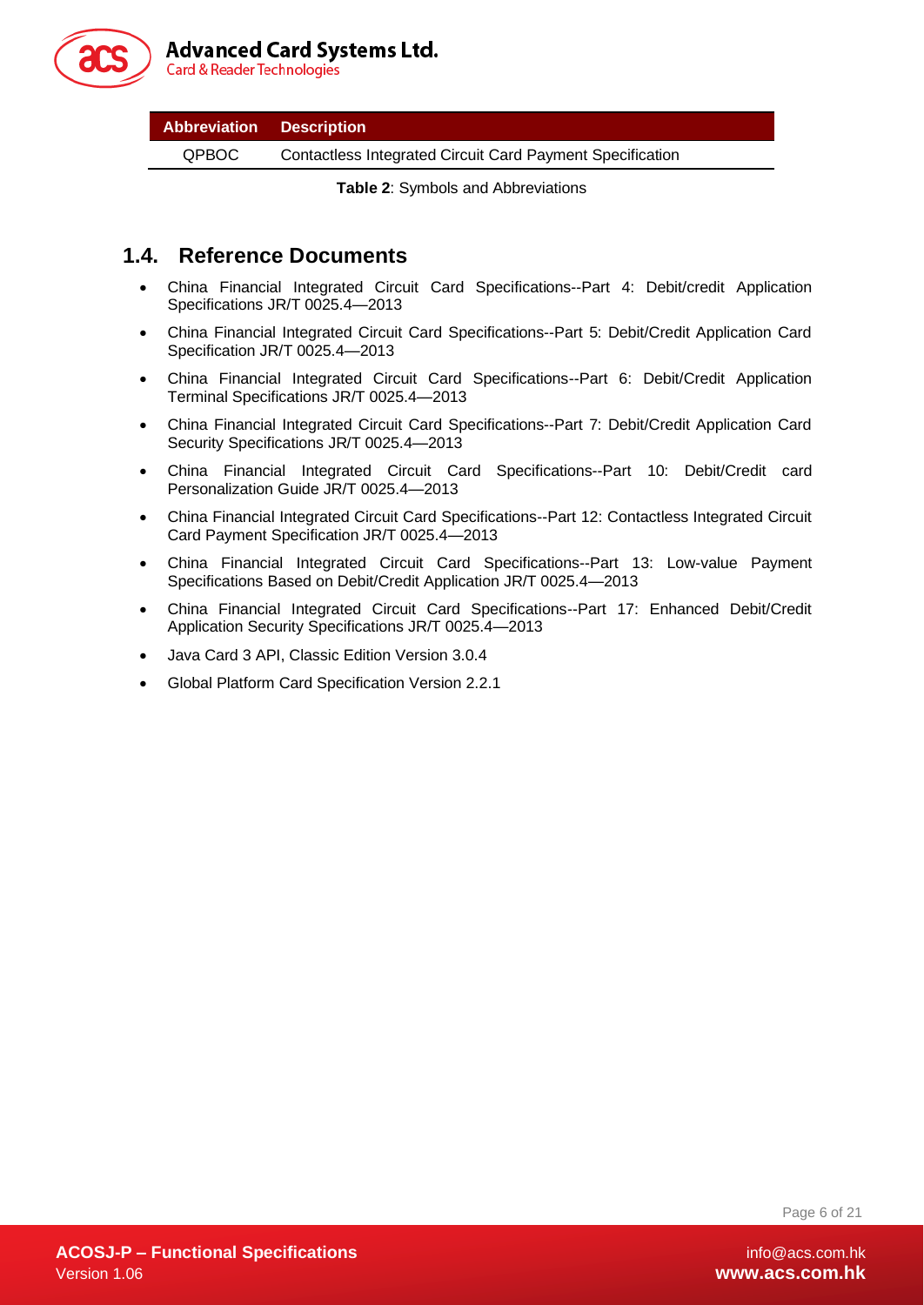| Abbreviation | Description |
|---|---|
| QPBOC | Contactless Integrated Circuit Card Payment Specification |

**Table 2**: Symbols and Abbreviations

## 1.4. Reference Documents

- China Financial Integrated Circuit Card Specifications--Part 4: Debit/credit Application Specifications JR/T 0025.4—2013
- China Financial Integrated Circuit Card Specifications--Part 5: Debit/Credit Application Card Specification JR/T 0025.4—2013
- China Financial Integrated Circuit Card Specifications--Part 6: Debit/Credit Application Terminal Specifications JR/T 0025.4—2013
- China Financial Integrated Circuit Card Specifications--Part 7: Debit/Credit Application Card Security Specifications JR/T 0025.4—2013
- China Financial Integrated Circuit Card Specifications--Part 10: Debit/Credit card Personalization Guide JR/T 0025.4—2013
- China Financial Integrated Circuit Card Specifications--Part 12: Contactless Integrated Circuit Card Payment Specification JR/T 0025.4—2013
- China Financial Integrated Circuit Card Specifications--Part 13: Low-value Payment Specifications Based on Debit/Credit Application JR/T 0025.4—2013
- China Financial Integrated Circuit Card Specifications--Part 17: Enhanced Debit/Credit Application Security Specifications JR/T 0025.4—2013
- Java Card 3 API, Classic Edition Version 3.0.4
- Global Platform Card Specification Version 2.2.1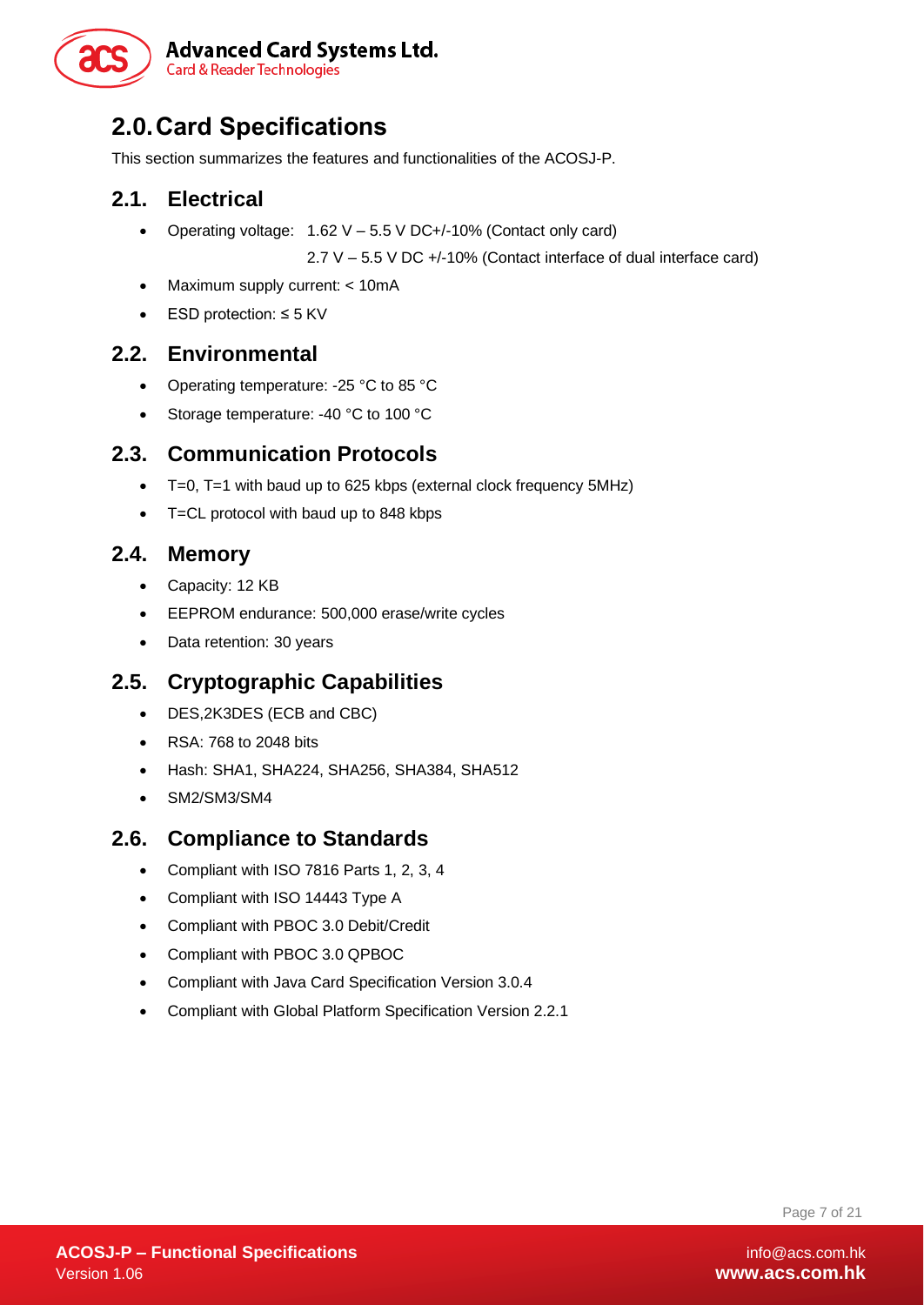# 2.0. Card Specifications

This section summarizes the features and functionalities of the ACOSJ-P.

## 2.1. Electrical

- Operating voltage: 1.62 V – 5.5 V DC+/-10% (Contact only card)
  2.7 V – 5.5 V DC +/-10% (Contact interface of dual interface card)
- Maximum supply current: < 10mA
- ESD protection: ≤ 5 KV

## 2.2. Environmental

- Operating temperature: -25 °C to 85 °C
- Storage temperature: -40 °C to 100 °C

## 2.3. Communication Protocols

- T=0, T=1 with baud up to 625 kbps (external clock frequency 5MHz)
- T=CL protocol with baud up to 848 kbps

## 2.4. Memory

- Capacity: 12 KB
- EEPROM endurance: 500,000 erase/write cycles
- Data retention: 30 years

## 2.5. Cryptographic Capabilities

- DES,2K3DES (ECB and CBC)
- RSA: 768 to 2048 bits
- Hash: SHA1, SHA224, SHA256, SHA384, SHA512
- SM2/SM3/SM4

## 2.6. Compliance to Standards

- Compliant with ISO 7816 Parts 1, 2, 3, 4
- Compliant with ISO 14443 Type A
- Compliant with PBOC 3.0 Debit/Credit
- Compliant with PBOC 3.0 QPBOC
- Compliant with Java Card Specification Version 3.0.4
- Compliant with Global Platform Specification Version 2.2.1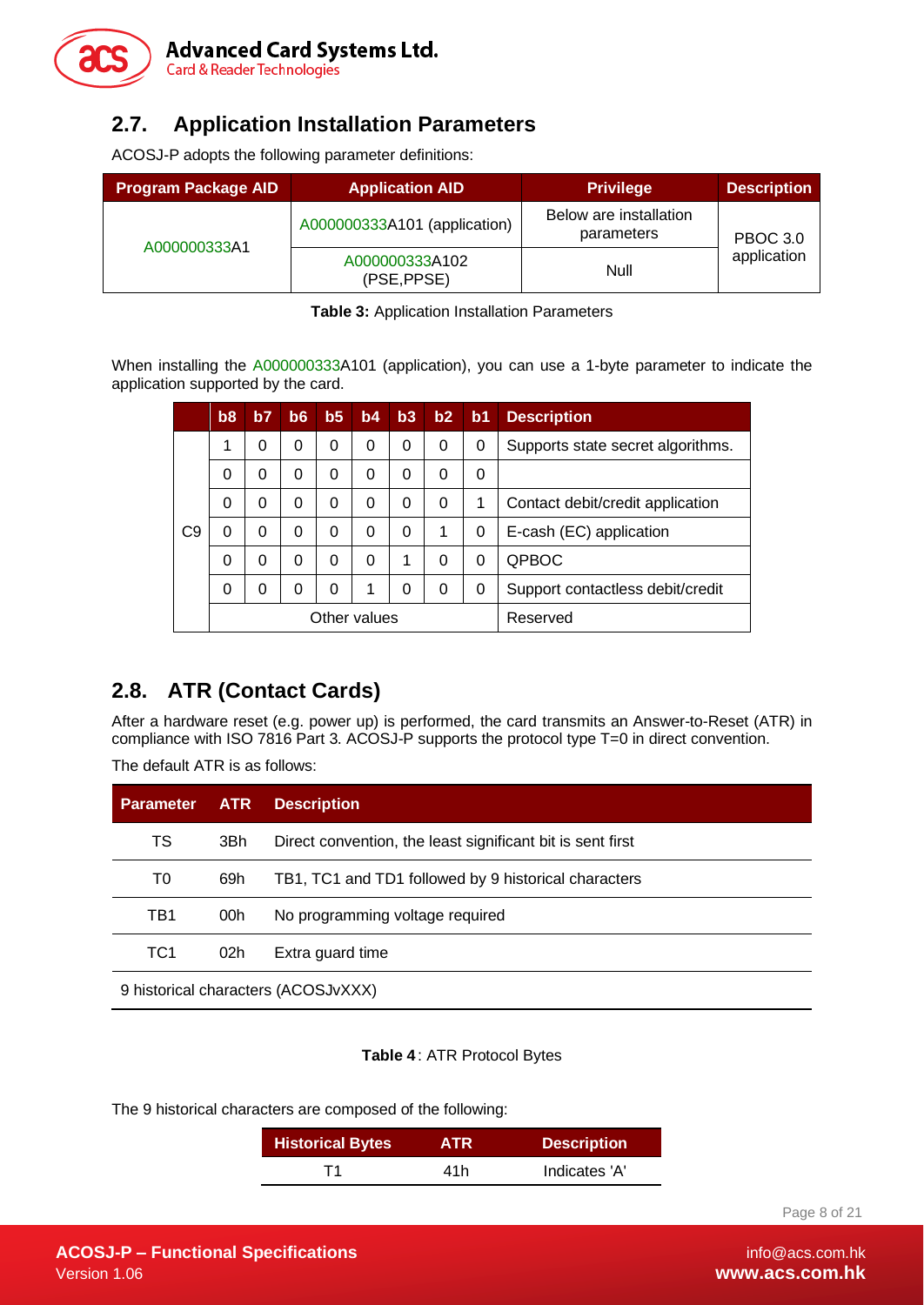## 2.7. Application Installation Parameters

ACOSJ-P adopts the following parameter definitions:

| Program Package AID | Application AID | Privilege | Description |
|---|---|---|---|
| A000000333A1 | A000000333A101 (application) | Below are installation parameters | PBOC 3.0 application |
| | A000000333A102 (PSE,PPSE) | Null | |

**Table 3:** Application Installation Parameters

When installing the A000000333A101 (application), you can use a 1-byte parameter to indicate the application supported by the card.

| | b8 | b7 | b6 | b5 | b4 | b3 | b2 | b1 | Description |
|---|---|---|---|---|---|---|---|---|---|
| C9 | 1 | 0 | 0 | 0 | 0 | 0 | 0 | 0 | Supports state secret algorithms. |
| | 0 | 0 | 0 | 0 | 0 | 0 | 0 | 0 | |
| | 0 | 0 | 0 | 0 | 0 | 0 | 0 | 1 | Contact debit/credit application |
| | 0 | 0 | 0 | 0 | 0 | 0 | 1 | 0 | E-cash (EC) application |
| | 0 | 0 | 0 | 0 | 0 | 1 | 0 | 0 | QPBOC |
| | 0 | 0 | 0 | 0 | 1 | 0 | 0 | 0 | Support contactless debit/credit |
| | Other values | | | | | | | | Reserved |

## 2.8. ATR (Contact Cards)

After a hardware reset (e.g. power up) is performed, the card transmits an Answer-to-Reset (ATR) in compliance with ISO 7816 Part 3. ACOSJ-P supports the protocol type T=0 in direct convention.

The default ATR is as follows:

| Parameter | ATR | Description |
|---|---|---|
| TS | 3Bh | Direct convention, the least significant bit is sent first |
| T0 | 69h | TB1, TC1 and TD1 followed by 9 historical characters |
| TB1 | 00h | No programming voltage required |
| TC1 | 02h | Extra guard time |
| 9 historical characters (ACOSJvXXX) | | |

**Table 4**: ATR Protocol Bytes

The 9 historical characters are composed of the following:

| Historical Bytes | ATR | Description |
|---|---|---|
| T1 | 41h | Indicates 'A' |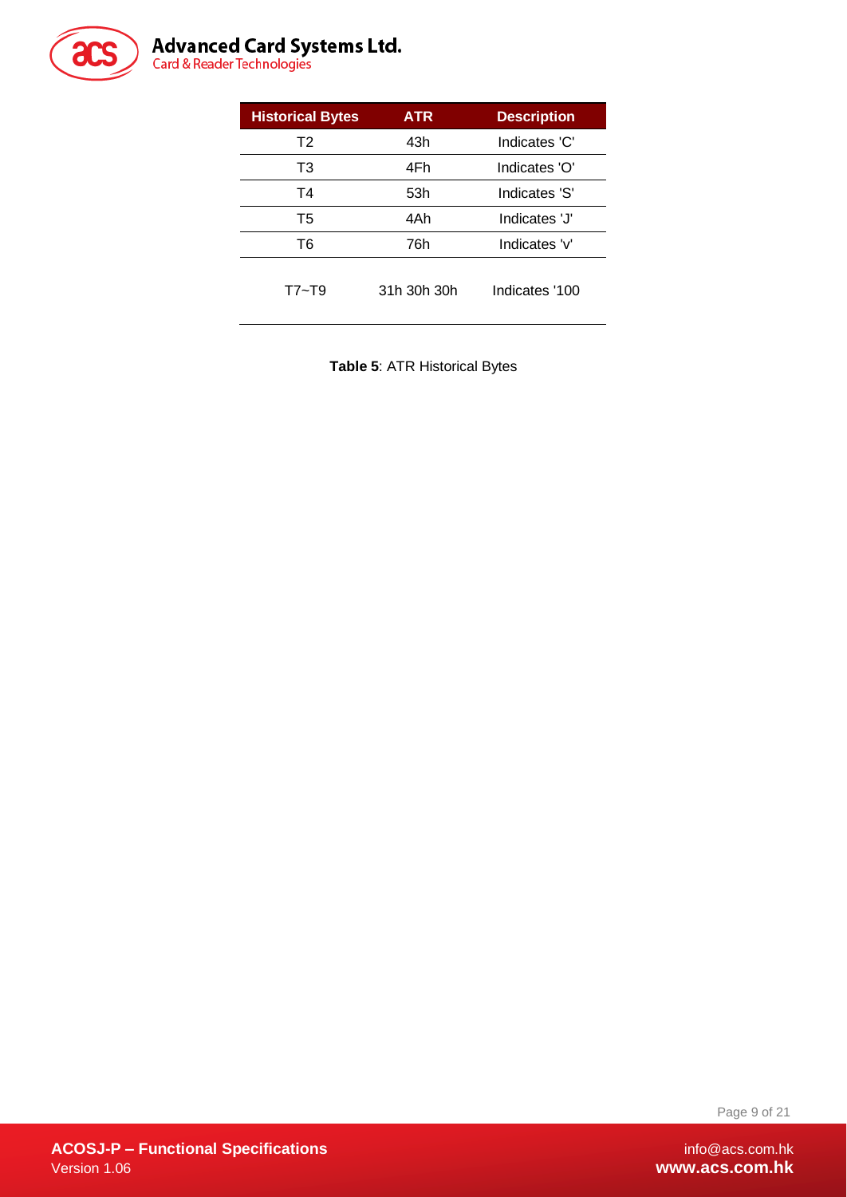| Historical Bytes | ATR | Description |
|---|---|---|
| T2 | 43h | Indicates 'C' |
| T3 | 4Fh | Indicates 'O' |
| T4 | 53h | Indicates 'S' |
| T5 | 4Ah | Indicates 'J' |
| T6 | 76h | Indicates 'v' |
| T7~T9 | 31h 30h 30h | Indicates '100 |

**Table 5**: ATR Historical Bytes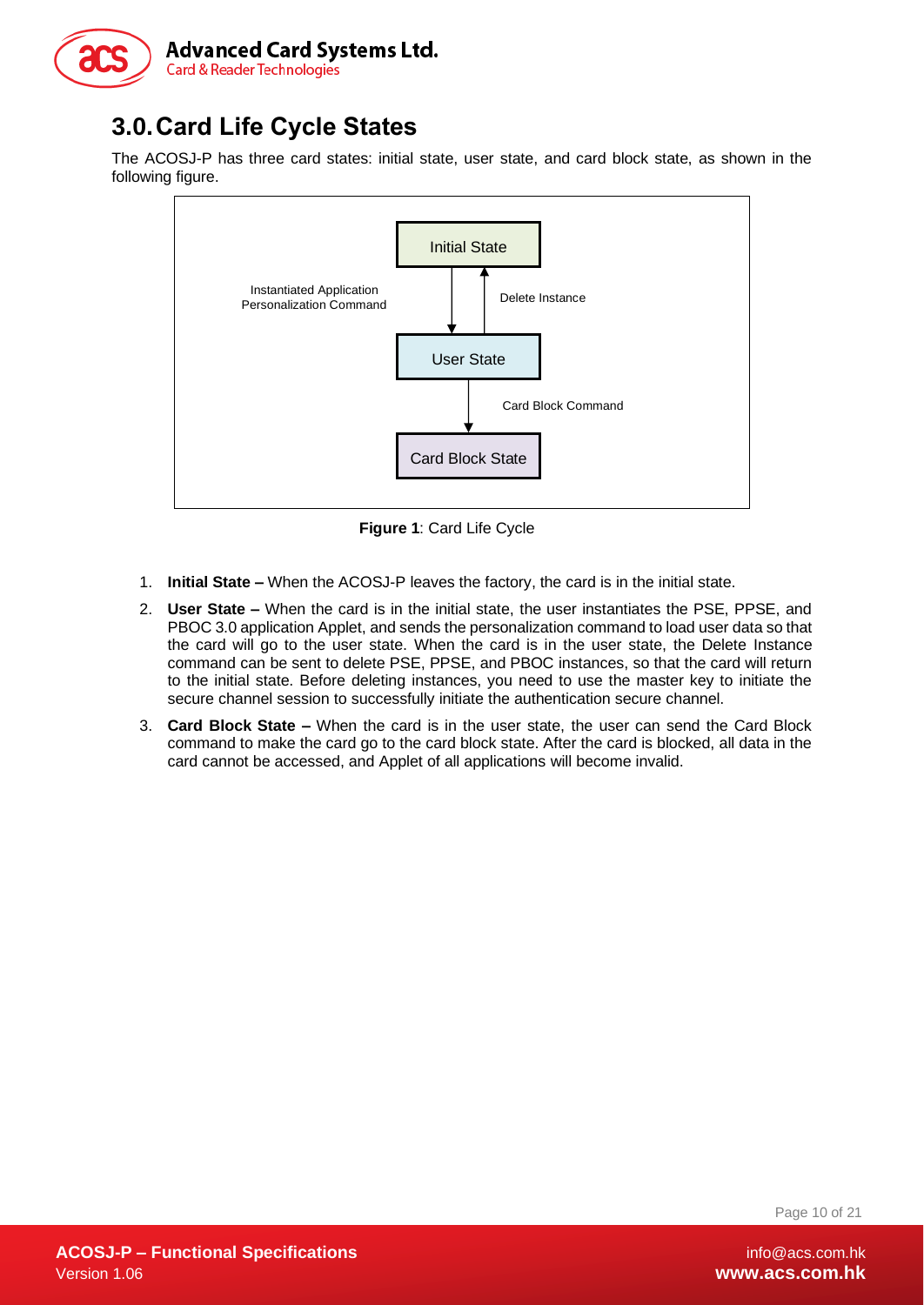# 3.0. Card Life Cycle States

The ACOSJ-P has three card states: initial state, user state, and card block state, as shown in the following figure.

**Figure 1**: Card Life Cycle

1. **Initial State –** When the ACOSJ-P leaves the factory, the card is in the initial state.
2. **User State –** When the card is in the initial state, the user instantiates the PSE, PPSE, and PBOC 3.0 application Applet, and sends the personalization command to load user data so that the card will go to the user state. When the card is in the user state, the Delete Instance command can be sent to delete PSE, PPSE, and PBOC instances, so that the card will return to the initial state. Before deleting instances, you need to use the master key to initiate the secure channel session to successfully initiate the authentication secure channel.
3. **Card Block State –** When the card is in the user state, the user can send the Card Block command to make the card go to the card block state. After the card is blocked, all data in the card cannot be accessed, and Applet of all applications will become invalid.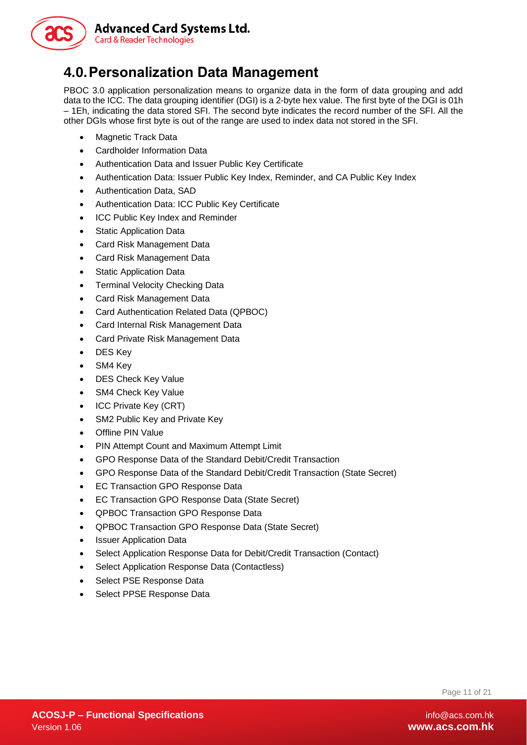# 4.0. Personalization Data Management

PBOC 3.0 application personalization means to organize data in the form of data grouping and add data to the ICC. The data grouping identifier (DGI) is a 2-byte hex value. The first byte of the DGI is 01h – 1Eh, indicating the data stored SFI. The second byte indicates the record number of the SFI. All the other DGIs whose first byte is out of the range are used to index data not stored in the SFI.

- Magnetic Track Data
- Cardholder Information Data
- Authentication Data and Issuer Public Key Certificate
- Authentication Data: Issuer Public Key Index, Reminder, and CA Public Key Index
- Authentication Data, SAD
- Authentication Data: ICC Public Key Certificate
- ICC Public Key Index and Reminder
- Static Application Data
- Card Risk Management Data
- Card Risk Management Data
- Static Application Data
- Terminal Velocity Checking Data
- Card Risk Management Data
- Card Authentication Related Data (QPBOC)
- Card Internal Risk Management Data
- Card Private Risk Management Data
- DES Key
- SM4 Key
- DES Check Key Value
- SM4 Check Key Value
- ICC Private Key (CRT)
- SM2 Public Key and Private Key
- Offline PIN Value
- PIN Attempt Count and Maximum Attempt Limit
- GPO Response Data of the Standard Debit/Credit Transaction
- GPO Response Data of the Standard Debit/Credit Transaction (State Secret)
- EC Transaction GPO Response Data
- EC Transaction GPO Response Data (State Secret)
- QPBOC Transaction GPO Response Data
- QPBOC Transaction GPO Response Data (State Secret)
- Issuer Application Data
- Select Application Response Data for Debit/Credit Transaction (Contact)
- Select Application Response Data (Contactless)
- Select PSE Response Data
- Select PPSE Response Data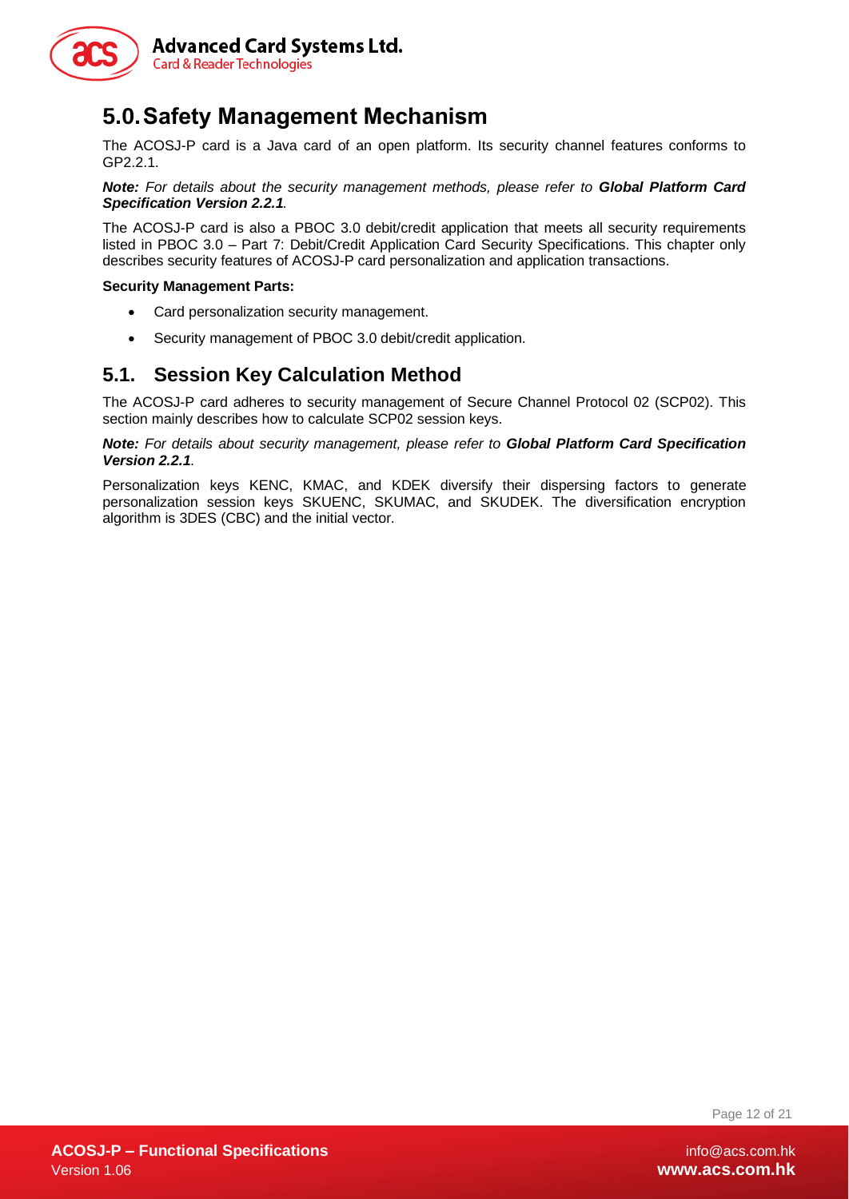# 5.0. Safety Management Mechanism

The ACOSJ-P card is a Java card of an open platform. Its security channel features conforms to GP2.2.1.

***Note:*** *For details about the security management methods, please refer to* ***Global Platform Card Specification Version 2.2.1****.*

The ACOSJ-P card is also a PBOC 3.0 debit/credit application that meets all security requirements listed in PBOC 3.0 – Part 7: Debit/Credit Application Card Security Specifications. This chapter only describes security features of ACOSJ-P card personalization and application transactions.

**Security Management Parts:**

- Card personalization security management.
- Security management of PBOC 3.0 debit/credit application.

## 5.1. Session Key Calculation Method

The ACOSJ-P card adheres to security management of Secure Channel Protocol 02 (SCP02). This section mainly describes how to calculate SCP02 session keys.

***Note:*** *For details about security management, please refer to* ***Global Platform Card Specification Version 2.2.1****.*

Personalization keys KENC, KMAC, and KDEK diversify their dispersing factors to generate personalization session keys SKUENC, SKUMAC, and SKUDEK. The diversification encryption algorithm is 3DES (CBC) and the initial vector.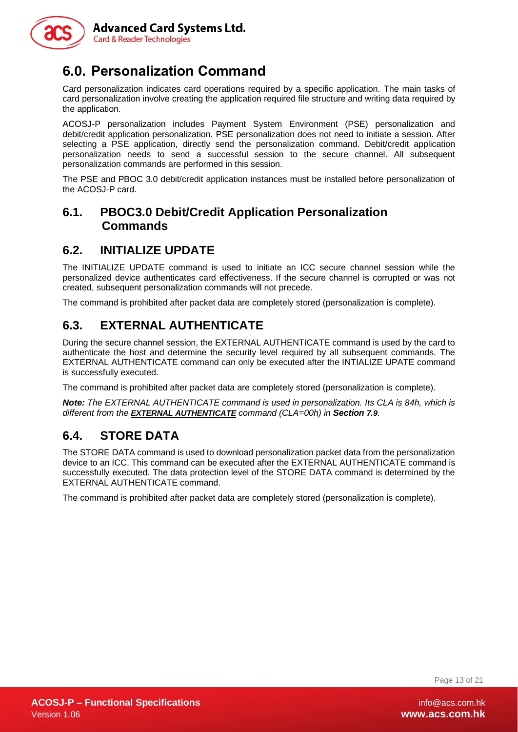# 6.0. Personalization Command

Card personalization indicates card operations required by a specific application. The main tasks of card personalization involve creating the application required file structure and writing data required by the application.

ACOSJ-P personalization includes Payment System Environment (PSE) personalization and debit/credit application personalization. PSE personalization does not need to initiate a session. After selecting a PSE application, directly send the personalization command. Debit/credit application personalization needs to send a successful session to the secure channel. All subsequent personalization commands are performed in this session.

The PSE and PBOC 3.0 debit/credit application instances must be installed before personalization of the ACOSJ-P card.

## 6.1. PBOC3.0 Debit/Credit Application Personalization Commands

## 6.2. INITIALIZE UPDATE

The INITIALIZE UPDATE command is used to initiate an ICC secure channel session while the personalized device authenticates card effectiveness. If the secure channel is corrupted or was not created, subsequent personalization commands will not precede.

The command is prohibited after packet data are completely stored (personalization is complete).

## 6.3. EXTERNAL AUTHENTICATE

During the secure channel session, the EXTERNAL AUTHENTICATE command is used by the card to authenticate the host and determine the security level required by all subsequent commands. The EXTERNAL AUTHENTICATE command can only be executed after the INTIALIZE UPATE command is successfully executed.

The command is prohibited after packet data are completely stored (personalization is complete).

***Note:*** *The EXTERNAL AUTHENTICATE command is used in personalization. Its CLA is 84h, which is different from the* ***EXTERNAL AUTHENTICATE*** *command (CLA=00h) in* ***Section 7.9****.*

## 6.4. STORE DATA

The STORE DATA command is used to download personalization packet data from the personalization device to an ICC. This command can be executed after the EXTERNAL AUTHENTICATE command is successfully executed. The data protection level of the STORE DATA command is determined by the EXTERNAL AUTHENTICATE command.

The command is prohibited after packet data are completely stored (personalization is complete).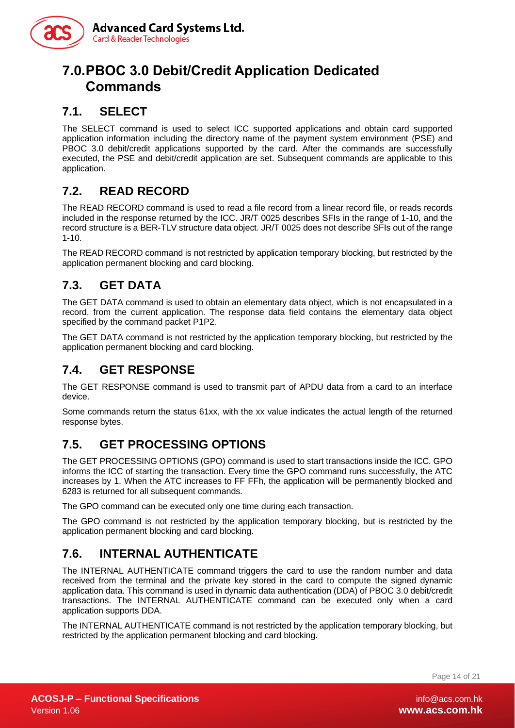# 7.0. PBOC 3.0 Debit/Credit Application Dedicated Commands

## 7.1. SELECT

The SELECT command is used to select ICC supported applications and obtain card supported application information including the directory name of the payment system environment (PSE) and PBOC 3.0 debit/credit applications supported by the card. After the commands are successfully executed, the PSE and debit/credit application are set. Subsequent commands are applicable to this application.

## 7.2. READ RECORD

The READ RECORD command is used to read a file record from a linear record file, or reads records included in the response returned by the ICC. JR/T 0025 describes SFIs in the range of 1-10, and the record structure is a BER-TLV structure data object. JR/T 0025 does not describe SFIs out of the range 1-10.

The READ RECORD command is not restricted by application temporary blocking, but restricted by the application permanent blocking and card blocking.

## 7.3. GET DATA

The GET DATA command is used to obtain an elementary data object, which is not encapsulated in a record, from the current application. The response data field contains the elementary data object specified by the command packet P1P2.

The GET DATA command is not restricted by the application temporary blocking, but restricted by the application permanent blocking and card blocking.

## 7.4. GET RESPONSE

The GET RESPONSE command is used to transmit part of APDU data from a card to an interface device.

Some commands return the status 61xx, with the xx value indicates the actual length of the returned response bytes.

## 7.5. GET PROCESSING OPTIONS

The GET PROCESSING OPTIONS (GPO) command is used to start transactions inside the ICC. GPO informs the ICC of starting the transaction. Every time the GPO command runs successfully, the ATC increases by 1. When the ATC increases to FF FFh, the application will be permanently blocked and 6283 is returned for all subsequent commands.

The GPO command can be executed only one time during each transaction.

The GPO command is not restricted by the application temporary blocking, but is restricted by the application permanent blocking and card blocking.

## 7.6. INTERNAL AUTHENTICATE

The INTERNAL AUTHENTICATE command triggers the card to use the random number and data received from the terminal and the private key stored in the card to compute the signed dynamic application data. This command is used in dynamic data authentication (DDA) of PBOC 3.0 debit/credit transactions. The INTERNAL AUTHENTICATE command can be executed only when a card application supports DDA.

The INTERNAL AUTHENTICATE command is not restricted by the application temporary blocking, but restricted by the application permanent blocking and card blocking.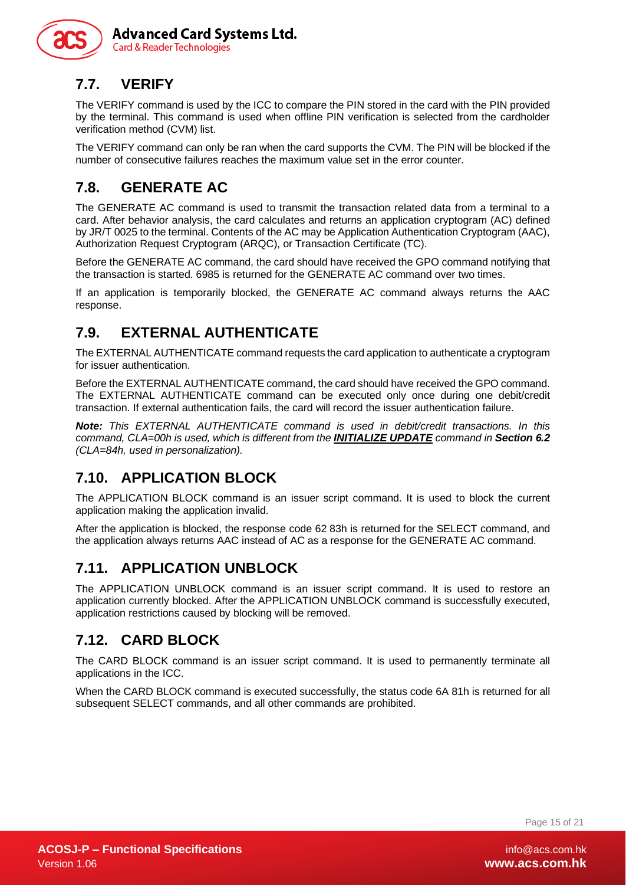## 7.7. VERIFY

The VERIFY command is used by the ICC to compare the PIN stored in the card with the PIN provided by the terminal. This command is used when offline PIN verification is selected from the cardholder verification method (CVM) list.

The VERIFY command can only be ran when the card supports the CVM. The PIN will be blocked if the number of consecutive failures reaches the maximum value set in the error counter.

## 7.8. GENERATE AC

The GENERATE AC command is used to transmit the transaction related data from a terminal to a card. After behavior analysis, the card calculates and returns an application cryptogram (AC) defined by JR/T 0025 to the terminal. Contents of the AC may be Application Authentication Cryptogram (AAC), Authorization Request Cryptogram (ARQC), or Transaction Certificate (TC).

Before the GENERATE AC command, the card should have received the GPO command notifying that the transaction is started. 6985 is returned for the GENERATE AC command over two times.

If an application is temporarily blocked, the GENERATE AC command always returns the AAC response.

## 7.9. EXTERNAL AUTHENTICATE

The EXTERNAL AUTHENTICATE command requests the card application to authenticate a cryptogram for issuer authentication.

Before the EXTERNAL AUTHENTICATE command, the card should have received the GPO command. The EXTERNAL AUTHENTICATE command can be executed only once during one debit/credit transaction. If external authentication fails, the card will record the issuer authentication failure.

***Note:*** *This EXTERNAL AUTHENTICATE command is used in debit/credit transactions. In this command, CLA=00h is used, which is different from the* ***INITIALIZE UPDATE*** *command in* ***Section 6.2*** *(CLA=84h, used in personalization).*

## 7.10. APPLICATION BLOCK

The APPLICATION BLOCK command is an issuer script command. It is used to block the current application making the application invalid.

After the application is blocked, the response code 62 83h is returned for the SELECT command, and the application always returns AAC instead of AC as a response for the GENERATE AC command.

## 7.11. APPLICATION UNBLOCK

The APPLICATION UNBLOCK command is an issuer script command. It is used to restore an application currently blocked. After the APPLICATION UNBLOCK command is successfully executed, application restrictions caused by blocking will be removed.

## 7.12. CARD BLOCK

The CARD BLOCK command is an issuer script command. It is used to permanently terminate all applications in the ICC.

When the CARD BLOCK command is executed successfully, the status code 6A 81h is returned for all subsequent SELECT commands, and all other commands are prohibited.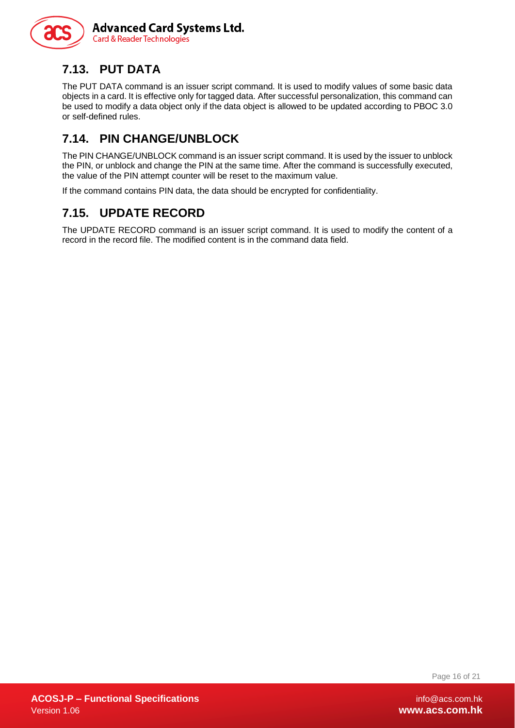## 7.13. PUT DATA

The PUT DATA command is an issuer script command. It is used to modify values of some basic data objects in a card. It is effective only for tagged data. After successful personalization, this command can be used to modify a data object only if the data object is allowed to be updated according to PBOC 3.0 or self-defined rules.

## 7.14. PIN CHANGE/UNBLOCK

The PIN CHANGE/UNBLOCK command is an issuer script command. It is used by the issuer to unblock the PIN, or unblock and change the PIN at the same time. After the command is successfully executed, the value of the PIN attempt counter will be reset to the maximum value.

If the command contains PIN data, the data should be encrypted for confidentiality.

## 7.15. UPDATE RECORD

The UPDATE RECORD command is an issuer script command. It is used to modify the content of a record in the record file. The modified content is in the command data field.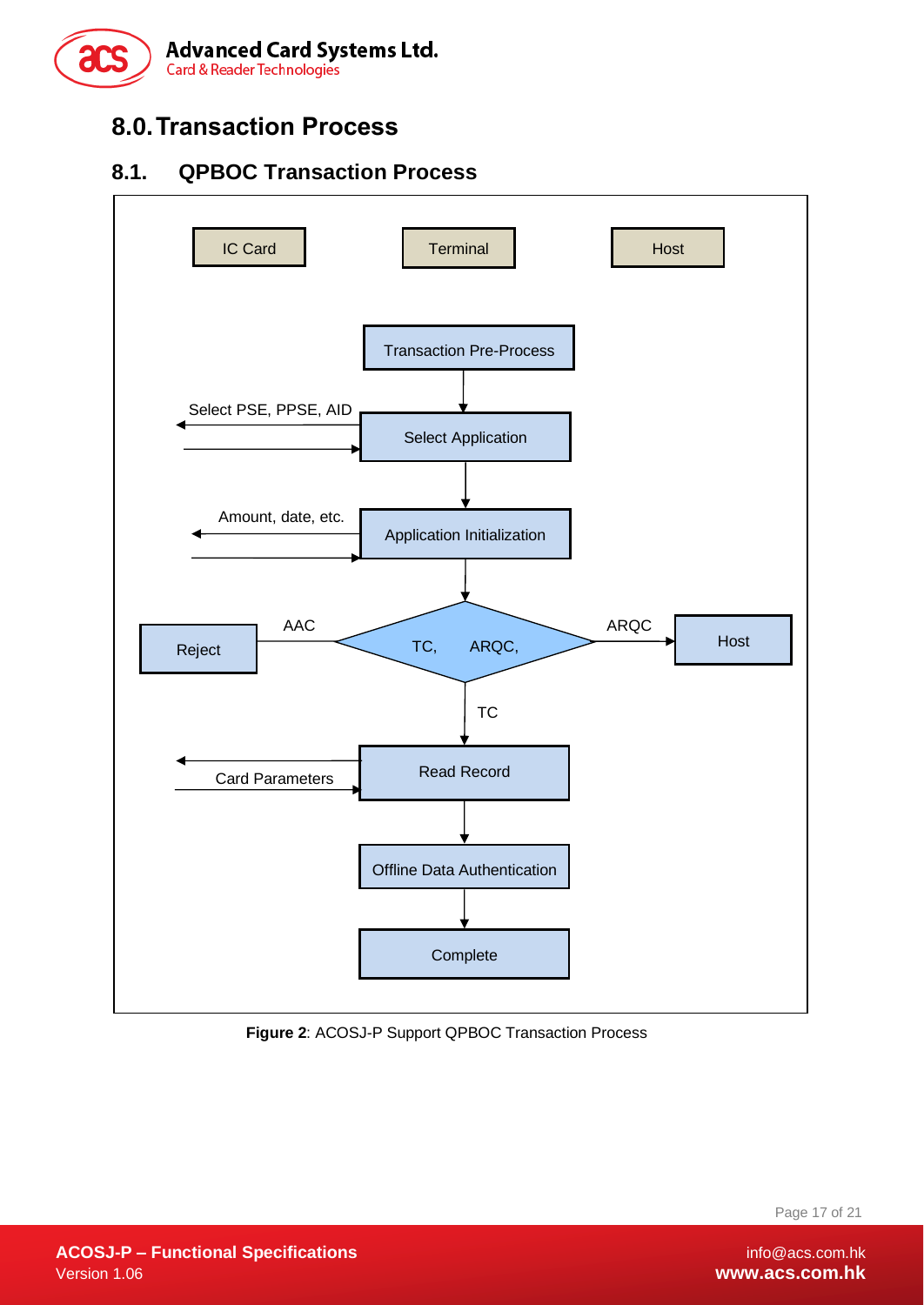# 8.0. Transaction Process

## 8.1. QPBOC Transaction Process

IC Card | Terminal | Host

Transaction Pre-Process

Select PSE, PPSE, AID

Select Application

Amount, date, etc.

Application Initialization

Reject | AAC | TC, ARQC, | ARQC | Host

TC

Card Parameters

Read Record

Offline Data Authentication

Complete

**Figure 2**: ACOSJ-P Support QPBOC Transaction Process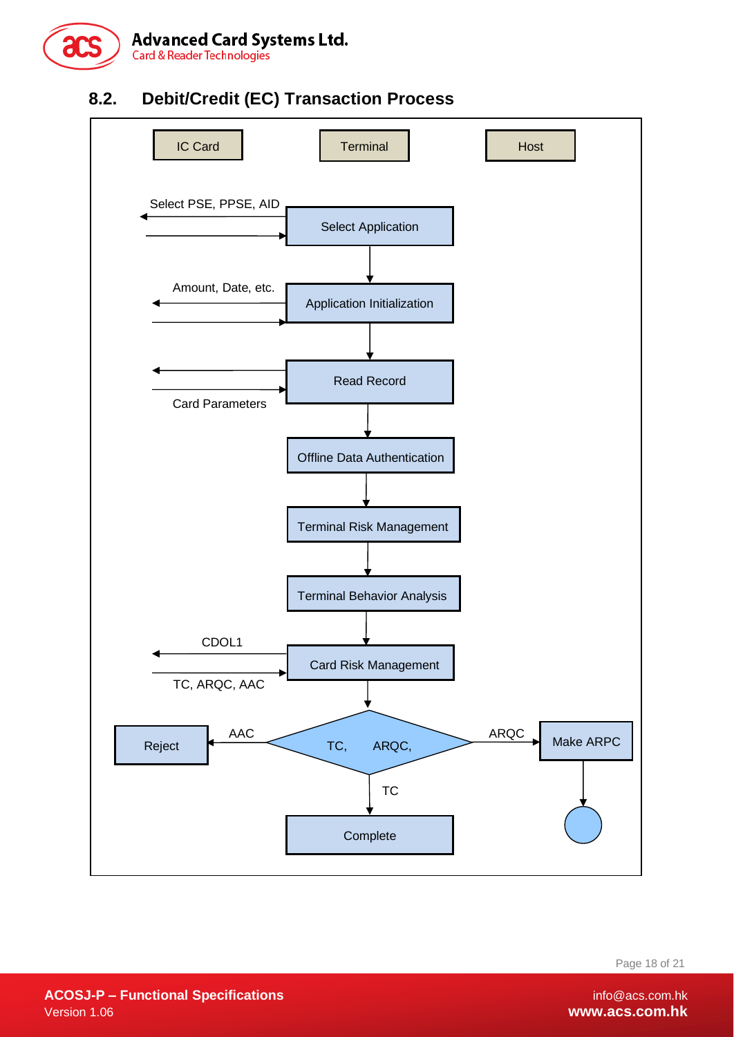## 8.2. Debit/Credit (EC) Transaction Process

IC Card | Terminal | Host

Select PSE, PPSE, AID

Select Application

Amount, Date, etc.

Application Initialization

Read Record

Card Parameters

Offline Data Authentication

Terminal Risk Management

Terminal Behavior Analysis

CDOL1

Card Risk Management

TC, ARQC, AAC

Reject

AAC

TC, ARQC,

ARQC

Make ARPC

TC

Complete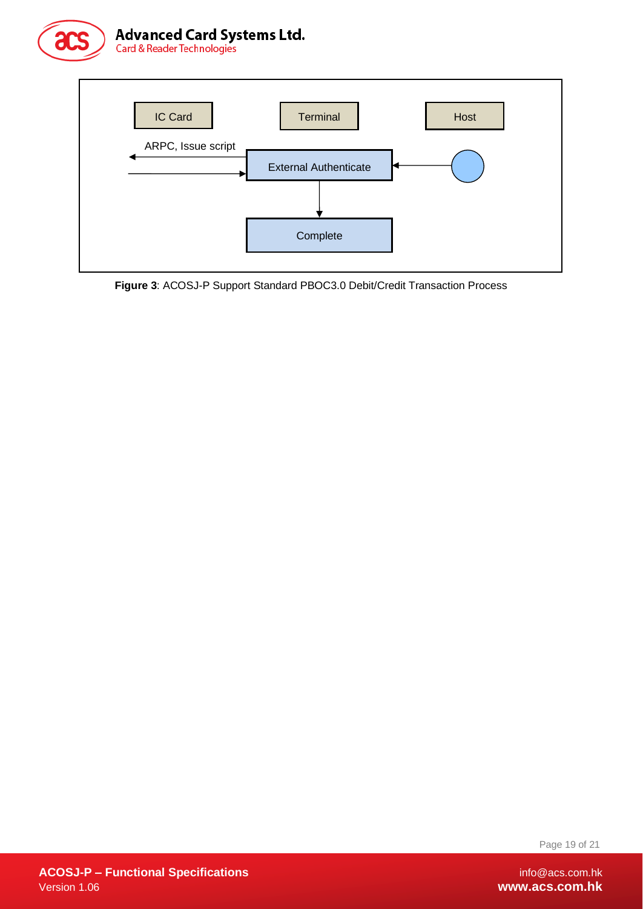| IC Card | Terminal | Host |
|---|---|---|
| ARPC, Issue script | External Authenticate | |
| | Complete | |

**Figure 3**: ACOSJ-P Support Standard PBOC3.0 Debit/Credit Transaction Process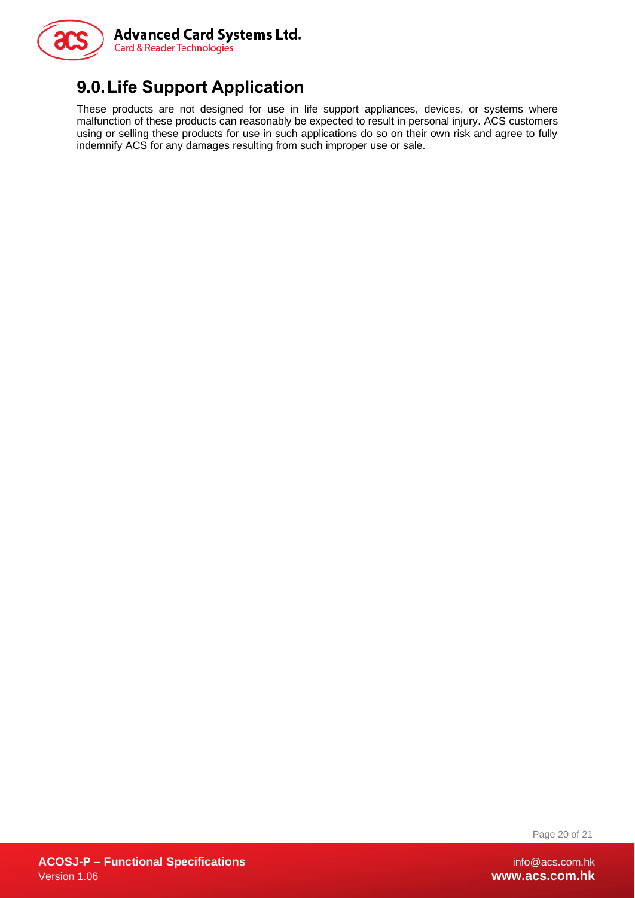# 9.0. Life Support Application

These products are not designed for use in life support appliances, devices, or systems where malfunction of these products can reasonably be expected to result in personal injury. ACS customers using or selling these products for use in such applications do so on their own risk and agree to fully indemnify ACS for any damages resulting from such improper use or sale.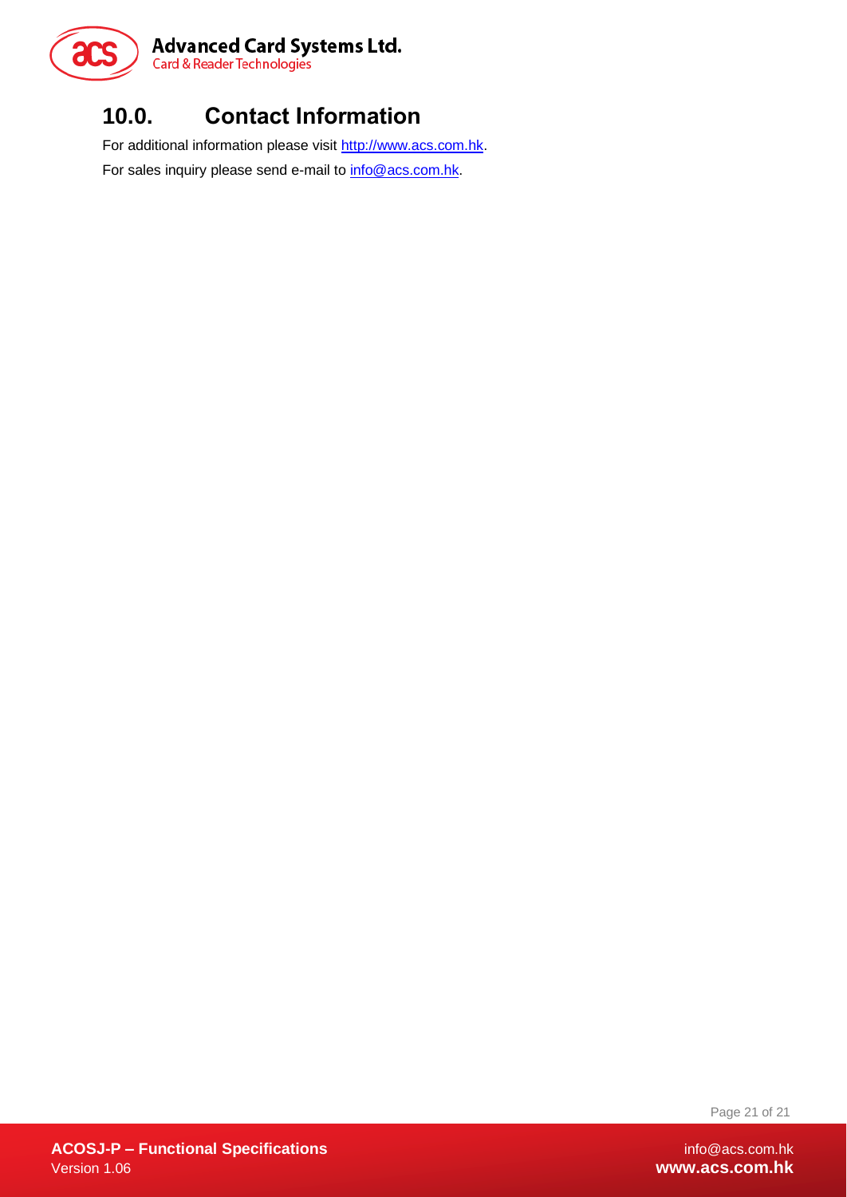# 10.0. Contact Information

For additional information please visit http://www.acs.com.hk.

For sales inquiry please send e-mail to info@acs.com.hk.